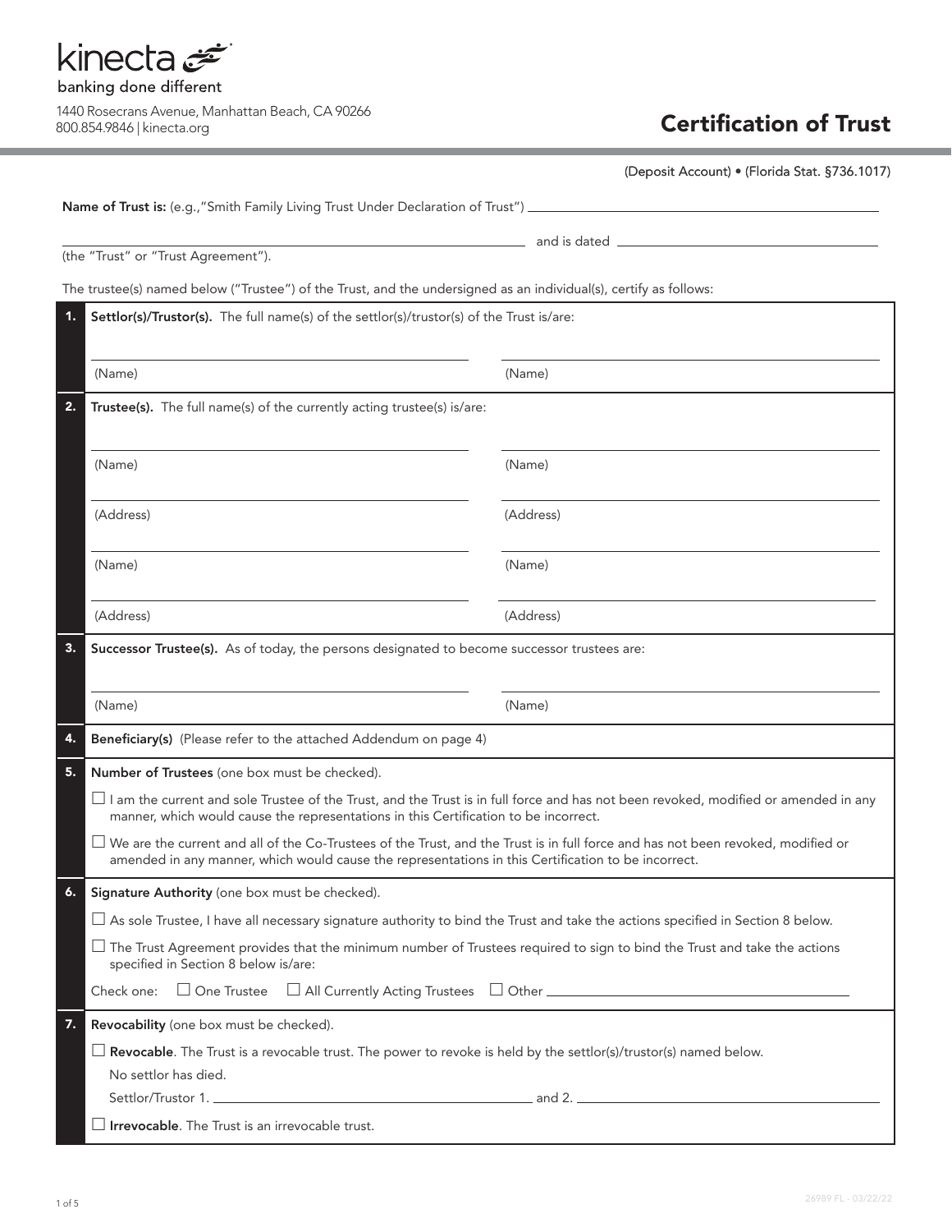kinecta

banking done different

1440 Rosecrans Avenue, Manhattan Beach, CA 90266
800.854.9846 | kinecta.org

# Certification of Trust

(Deposit Account) • (Florida Stat. §736.1017)

**Name of Trust is:** (e.g.,"Smith Family Living Trust Under Declaration of Trust") ______________________________

______________________________ and is dated ______________________________

(the "Trust" or "Trust Agreement").

The trustee(s) named below ("Trustee") of the Trust, and the undersigned as an individual(s), certify as follows:

**1. Settlor(s)/Trustor(s).** The full name(s) of the settlor(s)/trustor(s) of the Trust is/are:

| | |
|---|---|
| (Name) | (Name) |

**2. Trustee(s).** The full name(s) of the currently acting trustee(s) is/are:

| | |
|---|---|
| (Name) | (Name) |
| (Address) | (Address) |
| (Name) | (Name) |
| (Address) | (Address) |

**3. Successor Trustee(s).** As of today, the persons designated to become successor trustees are:

| | |
|---|---|
| (Name) | (Name) |

**4. Beneficiary(s)** (Please refer to the attached Addendum on page 4)

**5. Number of Trustees** (one box must be checked).

☐ I am the current and sole Trustee of the Trust, and the Trust is in full force and has not been revoked, modified or amended in any manner, which would cause the representations in this Certification to be incorrect.

☐ We are the current and all of the Co-Trustees of the Trust, and the Trust is in full force and has not been revoked, modified or amended in any manner, which would cause the representations in this Certification to be incorrect.

**6. Signature Authority** (one box must be checked).

☐ As sole Trustee, I have all necessary signature authority to bind the Trust and take the actions specified in Section 8 below.

☐ The Trust Agreement provides that the minimum number of Trustees required to sign to bind the Trust and take the actions specified in Section 8 below is/are:

Check one: ☐ One Trustee ☐ All Currently Acting Trustees ☐ Other ______________________________

**7. Revocability** (one box must be checked).

☐ **Revocable**. The Trust is a revocable trust. The power to revoke is held by the settlor(s)/trustor(s) named below.
No settlor has died.
Settlor/Trustor 1. ______________________________ and 2. ______________________________

☐ **Irrevocable**. The Trust is an irrevocable trust.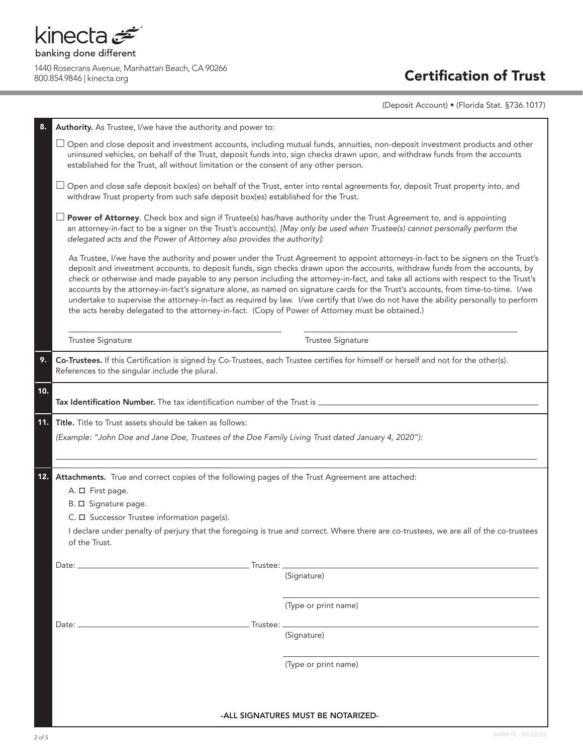kinecta

banking done different

1440 Rosecrans Avenue, Manhattan Beach, CA 90266
800.854.9846 | kinecta.org

# Certification of Trust

(Deposit Account) • (Florida Stat. §736.1017)

**8. Authority.** As Trustee, I/we have the authority and power to:

☐ Open and close deposit and investment accounts, including mutual funds, annuities, non-deposit investment products and other uninsured vehicles, on behalf of the Trust, deposit funds into, sign checks drawn upon, and withdraw funds from the accounts established for the Trust, all without limitation or the consent of any other person.

☐ Open and close safe deposit box(es) on behalf of the Trust, enter into rental agreements for, deposit Trust property into, and withdraw Trust property from such safe deposit box(es) established for the Trust.

☐ **Power of Attorney**. Check box and sign if Trustee(s) has/have authority under the Trust Agreement to, and is appointing an attorney-in-fact to be a signer on the Trust's account(s). *[May only be used when Trustee(s) cannot personally perform the delegated acts and the Power of Attorney also provides the authority]:*

As Trustee, I/we have the authority and power under the Trust Agreement to appoint attorneys-in-fact to be signers on the Trust's deposit and investment accounts, to deposit funds, sign checks drawn upon the accounts, withdraw funds from the accounts, by check or otherwise and made payable to any person including the attorney-in-fact, and take all actions with respect to the Trust's accounts by the attorney-in-fact's signature alone, as named on signature cards for the Trust's accounts, from time-to-time. I/we undertake to supervise the attorney-in-fact as required by law. I/we certify that I/we do not have the ability personally to perform the acts hereby delegated to the attorney-in-fact. (Copy of Power of Attorney must be obtained.)

_______________________________ Trustee Signature

_______________________________ Trustee Signature

**9. Co-Trustees.** If this Certification is signed by Co-Trustees, each Trustee certifies for himself or herself and not for the other(s). References to the singular include the plural.

**10. Tax Identification Number.** The tax identification number of the Trust is _______________________________

**11. Title.** Title to Trust assets should be taken as follows:

*(Example: "John Doe and Jane Doe, Trustees of the Doe Family Living Trust dated January 4, 2020"):*

_______________________________

**12. Attachments.** True and correct copies of the following pages of the Trust Agreement are attached:

A. ☐ First page.

B. ☐ Signature page.

C. ☐ Successor Trustee information page(s).

I declare under penalty of perjury that the foregoing is true and correct. Where there are co-trustees, we are all of the co-trustees of the Trust.

Date: _______________________ Trustee: _______________________
(Signature)

_______________________
(Type or print name)

Date: _______________________ Trustee: _______________________
(Signature)

_______________________
(Type or print name)

-ALL SIGNATURES MUST BE NOTARIZED-

26989 FL - 03/22/22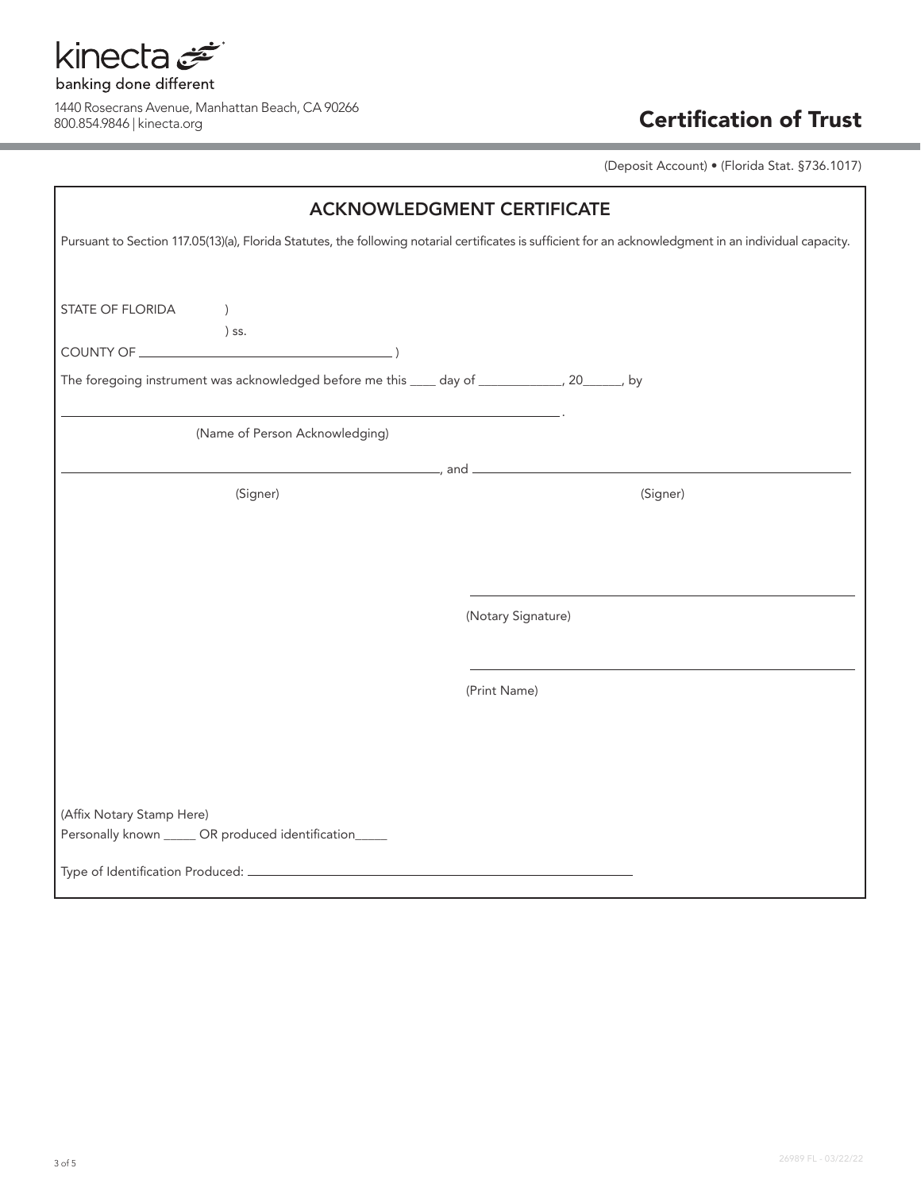kinecta

banking done different

1440 Rosecrans Avenue, Manhattan Beach, CA 90266
800.854.9846 | kinecta.org

# Certification of Trust

(Deposit Account) • (Florida Stat. §736.1017)

## ACKNOWLEDGMENT CERTIFICATE

Pursuant to Section 117.05(13)(a), Florida Statutes, the following notarial certificates is sufficient for an acknowledgment in an individual capacity.

STATE OF FLORIDA )
) ss.
COUNTY OF ______________________ )

The foregoing instrument was acknowledged before me this ____ day of ____________, 20______, by

______________________________________________.
(Name of Person Acknowledging)

______________________________, and ______________________________
(Signer) (Signer)

______________________________
(Notary Signature)

______________________________
(Print Name)

(Affix Notary Stamp Here)

Personally known _____ OR produced identification_____

Type of Identification Produced: ______________________________

26989 FL - 03/22/22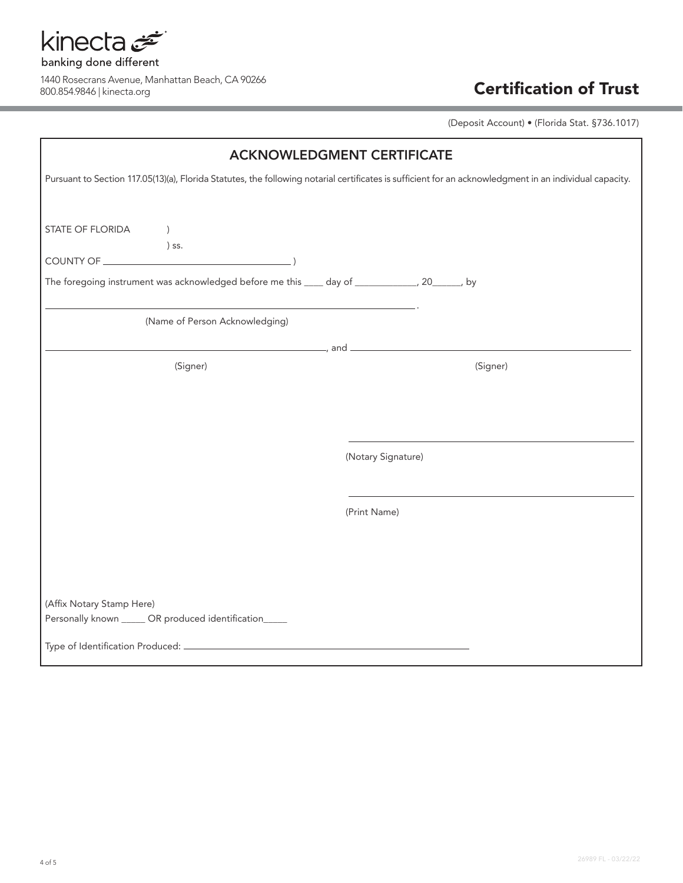kinecta

banking done different

1440 Rosecrans Avenue, Manhattan Beach, CA 90266
800.854.9846 | kinecta.org

# Certification of Trust

(Deposit Account) • (Florida Stat. §736.1017)

## ACKNOWLEDGMENT CERTIFICATE

Pursuant to Section 117.05(13)(a), Florida Statutes, the following notarial certificates is sufficient for an acknowledgment in an individual capacity.

STATE OF FLORIDA )
) ss.
COUNTY OF ______________________________ )

The foregoing instrument was acknowledged before me this ____ day of ____________, 20______, by

________________________________________________________________.
(Name of Person Acknowledging)

________________________________________, and ________________________________________
(Signer) (Signer)

________________________________________
(Notary Signature)

________________________________________
(Print Name)

(Affix Notary Stamp Here)

Personally known _____ OR produced identification_____

Type of Identification Produced: ________________________________________

26989 FL - 03/22/22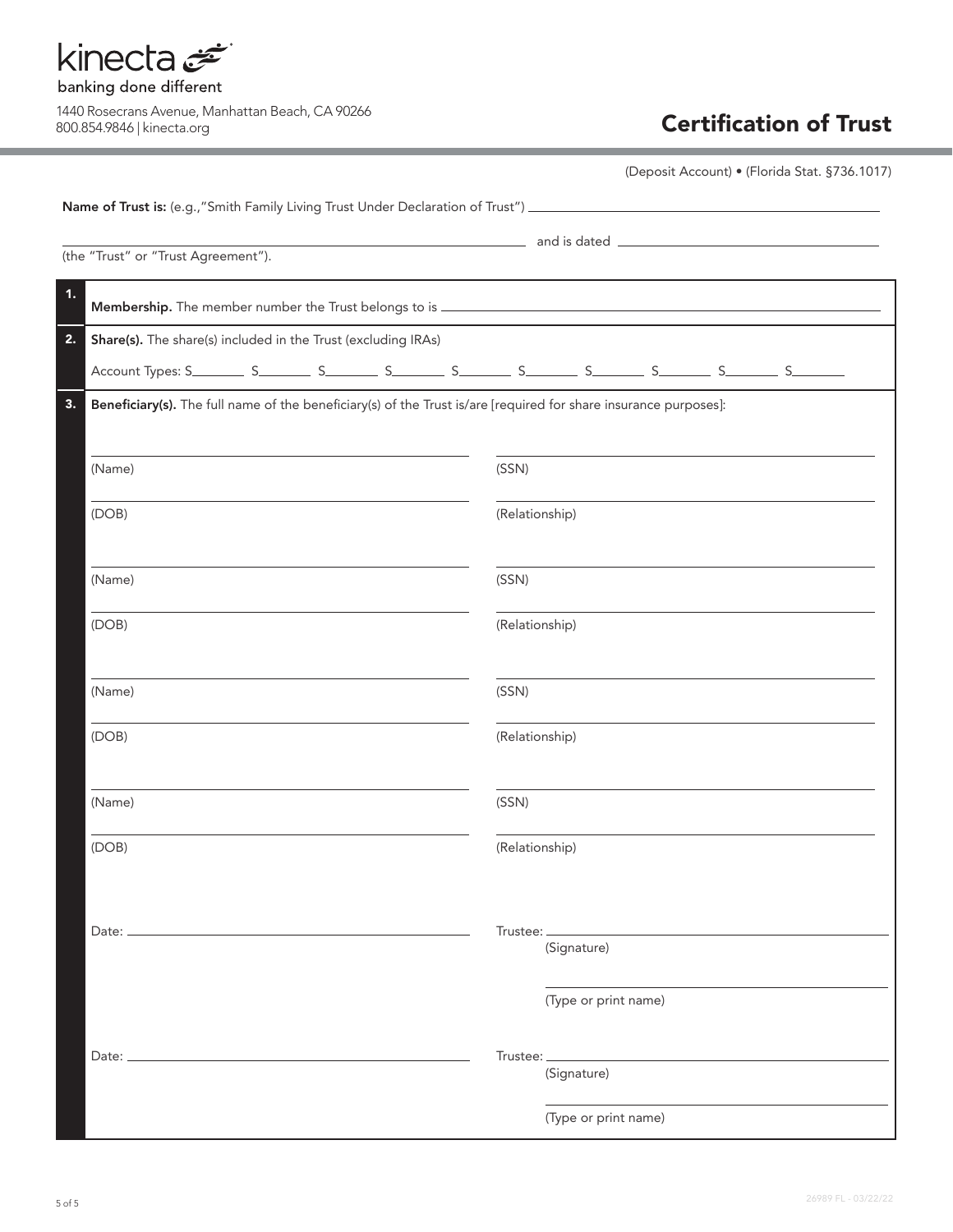kinecta

banking done different

1440 Rosecrans Avenue, Manhattan Beach, CA 90266
800.854.9846 | kinecta.org

# Certification of Trust

(Deposit Account) • (Florida Stat. §736.1017)

**Name of Trust is:** (e.g.,"Smith Family Living Trust Under Declaration of Trust") ______________________________

______________________________ and is dated ______________________________

(the "Trust" or "Trust Agreement").

**1.** **Membership.** The member number the Trust belongs to is ______________________________

**2.** **Share(s).** The share(s) included in the Trust (excluding IRAs)

Account Types: S________ S________ S________ S________ S________ S________ S________ S________ S________ S________

**3.** **Beneficiary(s).** The full name of the beneficiary(s) of the Trust is/are [required for share insurance purposes]:

| | |
|---|---|
| (Name) | (SSN) |
| (DOB) | (Relationship) |
| (Name) | (SSN) |
| (DOB) | (Relationship) |
| (Name) | (SSN) |
| (DOB) | (Relationship) |
| (Name) | (SSN) |
| (DOB) | (Relationship) |

Date: ______________________________ Trustee: ______________________________
(Signature)

______________________________
(Type or print name)

Date: ______________________________ Trustee: ______________________________
(Signature)

______________________________
(Type or print name)

26989 FL - 03/22/22